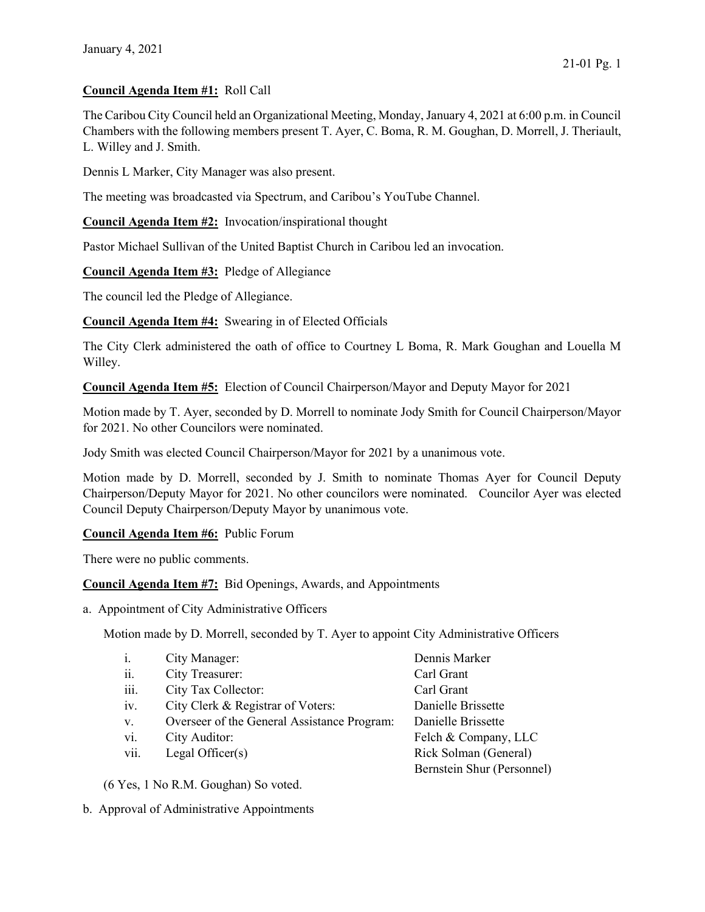January 4, 2021

**Council Agenda Item #1:** Roll Call

The Caribou City Council held an Organizational Meeting, Monday, January 4, 2021 at 6:00 p.m. in Council Chambers with the following members present T. Ayer, C. Boma, R. M. Goughan, D. Morrell, J. Theriault, L. Willey and J. Smith.

Dennis L Marker, City Manager was also present.

The meeting was broadcasted via Spectrum, and Caribou's YouTube Channel.

**Council Agenda Item #2:** Invocation/inspirational thought

Pastor Michael Sullivan of the United Baptist Church in Caribou led an invocation.

**Council Agenda Item #3:** Pledge of Allegiance

The council led the Pledge of Allegiance.

**Council Agenda Item #4:** Swearing in of Elected Officials

The City Clerk administered the oath of office to Courtney L Boma, R. Mark Goughan and Louella M Willey.

**Council Agenda Item #5:** Election of Council Chairperson/Mayor and Deputy Mayor for 2021

Motion made by T. Ayer, seconded by D. Morrell to nominate Jody Smith for Council Chairperson/Mayor for 2021. No other Councilors were nominated.

Jody Smith was elected Council Chairperson/Mayor for 2021 by a unanimous vote.

Motion made by D. Morrell, seconded by J. Smith to nominate Thomas Ayer for Council Deputy Chairperson/Deputy Mayor for 2021. No other councilors were nominated. Councilor Ayer was elected Council Deputy Chairperson/Deputy Mayor by unanimous vote.

**Council Agenda Item #6:** Public Forum

There were no public comments.

**Council Agenda Item #7:** Bid Openings, Awards, and Appointments

a. Appointment of City Administrative Officers

Motion made by D. Morrell, seconded by T. Ayer to appoint City Administrative Officers

| | | |
|---|---|---|
| i. | City Manager: | Dennis Marker |
| ii. | City Treasurer: | Carl Grant |
| iii. | City Tax Collector: | Carl Grant |
| iv. | City Clerk & Registrar of Voters: | Danielle Brissette |
| v. | Overseer of the General Assistance Program: | Danielle Brissette |
| vi. | City Auditor: | Felch & Company, LLC |
| vii. | Legal Officer(s) | Rick Solman (General)<br>Bernstein Shur (Personnel) |

(6 Yes, 1 No R.M. Goughan) So voted.

b. Approval of Administrative Appointments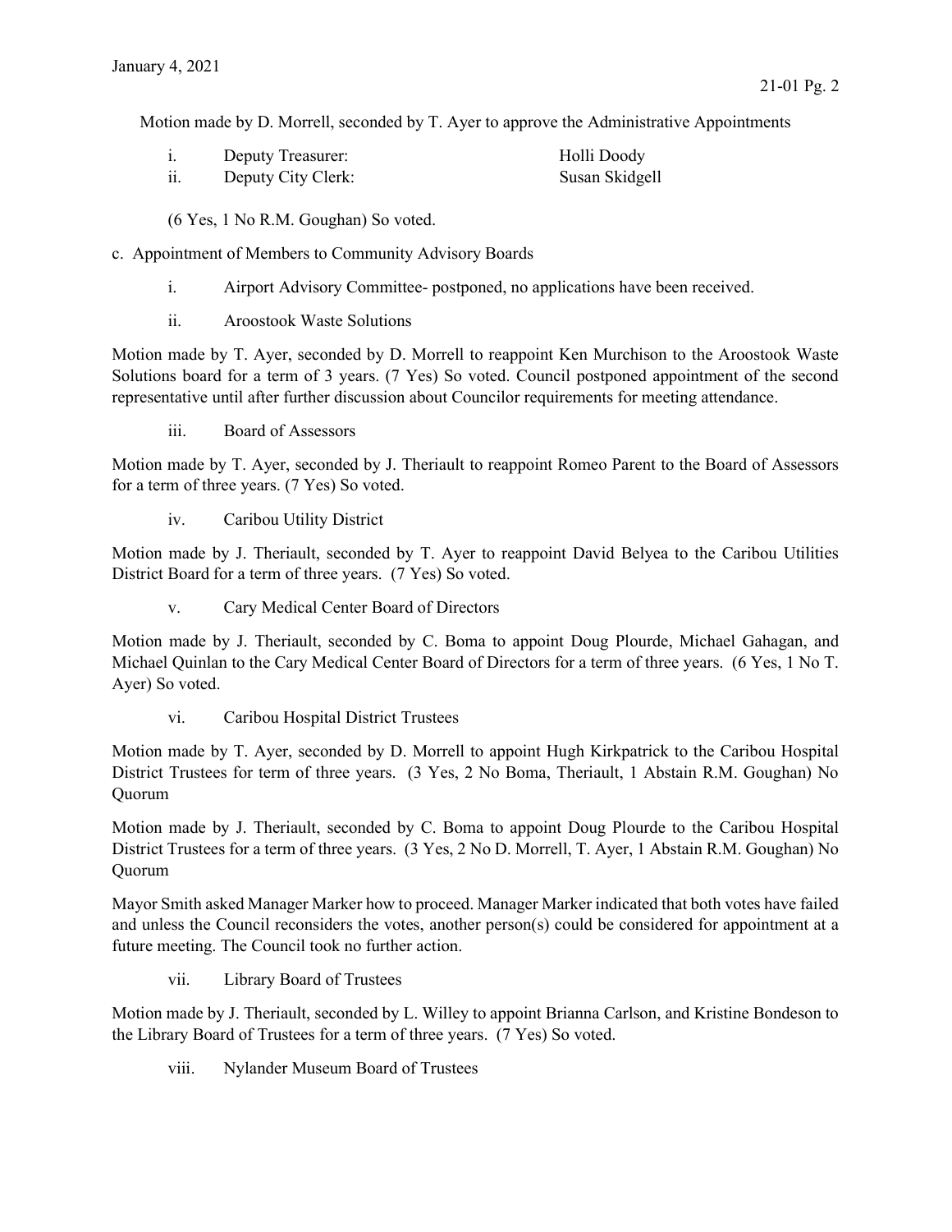Motion made by D. Morrell, seconded by T. Ayer to approve the Administrative Appointments

i. Deputy Treasurer: Holli Doody
ii. Deputy City Clerk: Susan Skidgell

(6 Yes, 1 No R.M. Goughan) So voted.

c. Appointment of Members to Community Advisory Boards

i. Airport Advisory Committee- postponed, no applications have been received.

ii. Aroostook Waste Solutions

Motion made by T. Ayer, seconded by D. Morrell to reappoint Ken Murchison to the Aroostook Waste Solutions board for a term of 3 years. (7 Yes) So voted. Council postponed appointment of the second representative until after further discussion about Councilor requirements for meeting attendance.

iii. Board of Assessors

Motion made by T. Ayer, seconded by J. Theriault to reappoint Romeo Parent to the Board of Assessors for a term of three years. (7 Yes) So voted.

iv. Caribou Utility District

Motion made by J. Theriault, seconded by T. Ayer to reappoint David Belyea to the Caribou Utilities District Board for a term of three years. (7 Yes) So voted.

v. Cary Medical Center Board of Directors

Motion made by J. Theriault, seconded by C. Boma to appoint Doug Plourde, Michael Gahagan, and Michael Quinlan to the Cary Medical Center Board of Directors for a term of three years. (6 Yes, 1 No T. Ayer) So voted.

vi. Caribou Hospital District Trustees

Motion made by T. Ayer, seconded by D. Morrell to appoint Hugh Kirkpatrick to the Caribou Hospital District Trustees for term of three years. (3 Yes, 2 No Boma, Theriault, 1 Abstain R.M. Goughan) No Quorum

Motion made by J. Theriault, seconded by C. Boma to appoint Doug Plourde to the Caribou Hospital District Trustees for a term of three years. (3 Yes, 2 No D. Morrell, T. Ayer, 1 Abstain R.M. Goughan) No Quorum

Mayor Smith asked Manager Marker how to proceed. Manager Marker indicated that both votes have failed and unless the Council reconsiders the votes, another person(s) could be considered for appointment at a future meeting. The Council took no further action.

vii. Library Board of Trustees

Motion made by J. Theriault, seconded by L. Willey to appoint Brianna Carlson, and Kristine Bondeson to the Library Board of Trustees for a term of three years. (7 Yes) So voted.

viii. Nylander Museum Board of Trustees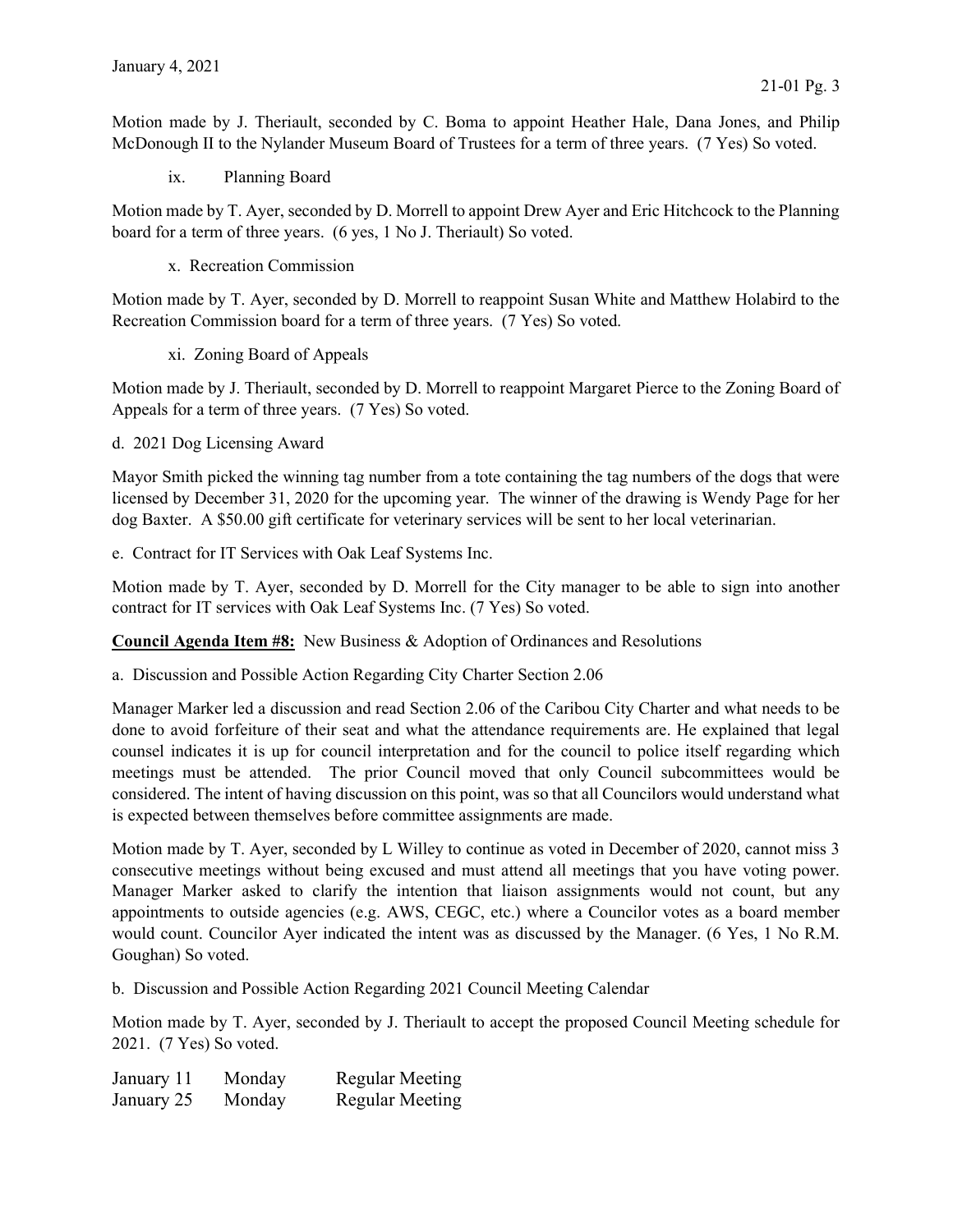Motion made by J. Theriault, seconded by C. Boma to appoint Heather Hale, Dana Jones, and Philip McDonough II to the Nylander Museum Board of Trustees for a term of three years. (7 Yes) So voted.

ix. Planning Board

Motion made by T. Ayer, seconded by D. Morrell to appoint Drew Ayer and Eric Hitchcock to the Planning board for a term of three years. (6 yes, 1 No J. Theriault) So voted.

x. Recreation Commission

Motion made by T. Ayer, seconded by D. Morrell to reappoint Susan White and Matthew Holabird to the Recreation Commission board for a term of three years. (7 Yes) So voted.

xi. Zoning Board of Appeals

Motion made by J. Theriault, seconded by D. Morrell to reappoint Margaret Pierce to the Zoning Board of Appeals for a term of three years. (7 Yes) So voted.

d. 2021 Dog Licensing Award

Mayor Smith picked the winning tag number from a tote containing the tag numbers of the dogs that were licensed by December 31, 2020 for the upcoming year. The winner of the drawing is Wendy Page for her dog Baxter. A $50.00 gift certificate for veterinary services will be sent to her local veterinarian.

e. Contract for IT Services with Oak Leaf Systems Inc.

Motion made by T. Ayer, seconded by D. Morrell for the City manager to be able to sign into another contract for IT services with Oak Leaf Systems Inc. (7 Yes) So voted.

**Council Agenda Item #8:** New Business & Adoption of Ordinances and Resolutions

a. Discussion and Possible Action Regarding City Charter Section 2.06

Manager Marker led a discussion and read Section 2.06 of the Caribou City Charter and what needs to be done to avoid forfeiture of their seat and what the attendance requirements are. He explained that legal counsel indicates it is up for council interpretation and for the council to police itself regarding which meetings must be attended. The prior Council moved that only Council subcommittees would be considered. The intent of having discussion on this point, was so that all Councilors would understand what is expected between themselves before committee assignments are made.

Motion made by T. Ayer, seconded by L Willey to continue as voted in December of 2020, cannot miss 3 consecutive meetings without being excused and must attend all meetings that you have voting power. Manager Marker asked to clarify the intention that liaison assignments would not count, but any appointments to outside agencies (e.g. AWS, CEGC, etc.) where a Councilor votes as a board member would count. Councilor Ayer indicated the intent was as discussed by the Manager. (6 Yes, 1 No R.M. Goughan) So voted.

b. Discussion and Possible Action Regarding 2021 Council Meeting Calendar

Motion made by T. Ayer, seconded by J. Theriault to accept the proposed Council Meeting schedule for 2021. (7 Yes) So voted.

| | | |
|---|---|---|
| January 11 | Monday | Regular Meeting |
| January 25 | Monday | Regular Meeting |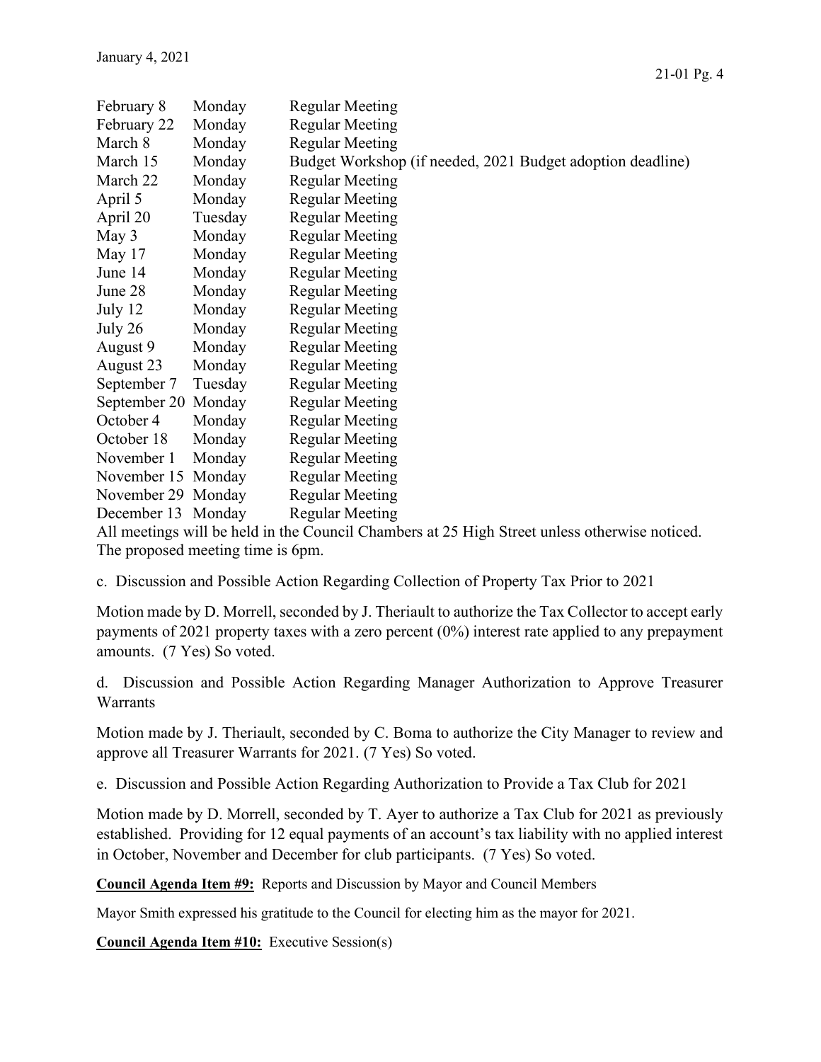| | | |
|---|---|---|
| February 8 | Monday | Regular Meeting |
| February 22 | Monday | Regular Meeting |
| March 8 | Monday | Regular Meeting |
| March 15 | Monday | Budget Workshop (if needed, 2021 Budget adoption deadline) |
| March 22 | Monday | Regular Meeting |
| April 5 | Monday | Regular Meeting |
| April 20 | Tuesday | Regular Meeting |
| May 3 | Monday | Regular Meeting |
| May 17 | Monday | Regular Meeting |
| June 14 | Monday | Regular Meeting |
| June 28 | Monday | Regular Meeting |
| July 12 | Monday | Regular Meeting |
| July 26 | Monday | Regular Meeting |
| August 9 | Monday | Regular Meeting |
| August 23 | Monday | Regular Meeting |
| September 7 | Tuesday | Regular Meeting |
| September 20 | Monday | Regular Meeting |
| October 4 | Monday | Regular Meeting |
| October 18 | Monday | Regular Meeting |
| November 1 | Monday | Regular Meeting |
| November 15 | Monday | Regular Meeting |
| November 29 | Monday | Regular Meeting |
| December 13 | Monday | Regular Meeting |

All meetings will be held in the Council Chambers at 25 High Street unless otherwise noticed. The proposed meeting time is 6pm.

c. Discussion and Possible Action Regarding Collection of Property Tax Prior to 2021

Motion made by D. Morrell, seconded by J. Theriault to authorize the Tax Collector to accept early payments of 2021 property taxes with a zero percent (0%) interest rate applied to any prepayment amounts. (7 Yes) So voted.

d. Discussion and Possible Action Regarding Manager Authorization to Approve Treasurer Warrants

Motion made by J. Theriault, seconded by C. Boma to authorize the City Manager to review and approve all Treasurer Warrants for 2021. (7 Yes) So voted.

e. Discussion and Possible Action Regarding Authorization to Provide a Tax Club for 2021

Motion made by D. Morrell, seconded by T. Ayer to authorize a Tax Club for 2021 as previously established. Providing for 12 equal payments of an account's tax liability with no applied interest in October, November and December for club participants. (7 Yes) So voted.

**Council Agenda Item #9:** Reports and Discussion by Mayor and Council Members

Mayor Smith expressed his gratitude to the Council for electing him as the mayor for 2021.

**Council Agenda Item #10:** Executive Session(s)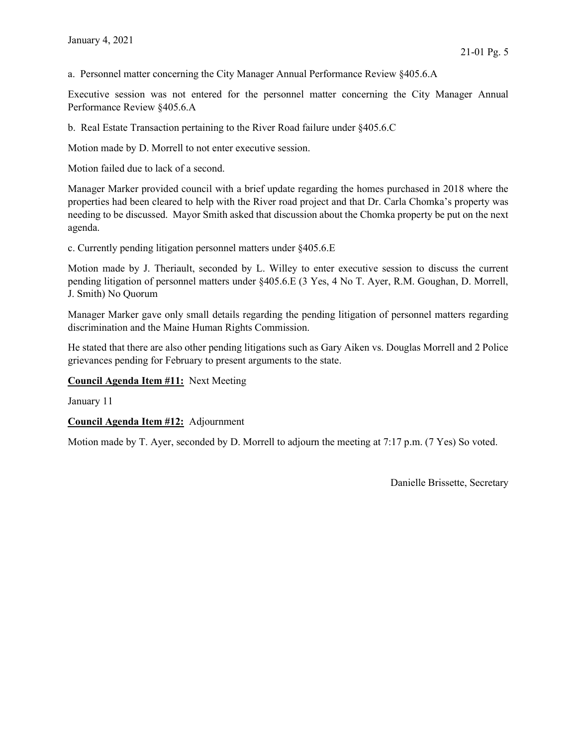a. Personnel matter concerning the City Manager Annual Performance Review §405.6.A

Executive session was not entered for the personnel matter concerning the City Manager Annual Performance Review §405.6.A

b. Real Estate Transaction pertaining to the River Road failure under §405.6.C

Motion made by D. Morrell to not enter executive session.

Motion failed due to lack of a second.

Manager Marker provided council with a brief update regarding the homes purchased in 2018 where the properties had been cleared to help with the River road project and that Dr. Carla Chomka's property was needing to be discussed. Mayor Smith asked that discussion about the Chomka property be put on the next agenda.

c. Currently pending litigation personnel matters under §405.6.E

Motion made by J. Theriault, seconded by L. Willey to enter executive session to discuss the current pending litigation of personnel matters under §405.6.E (3 Yes, 4 No T. Ayer, R.M. Goughan, D. Morrell, J. Smith) No Quorum

Manager Marker gave only small details regarding the pending litigation of personnel matters regarding discrimination and the Maine Human Rights Commission.

He stated that there are also other pending litigations such as Gary Aiken vs. Douglas Morrell and 2 Police grievances pending for February to present arguments to the state.

**Council Agenda Item #11:** Next Meeting

January 11

**Council Agenda Item #12:** Adjournment

Motion made by T. Ayer, seconded by D. Morrell to adjourn the meeting at 7:17 p.m. (7 Yes) So voted.

Danielle Brissette, Secretary